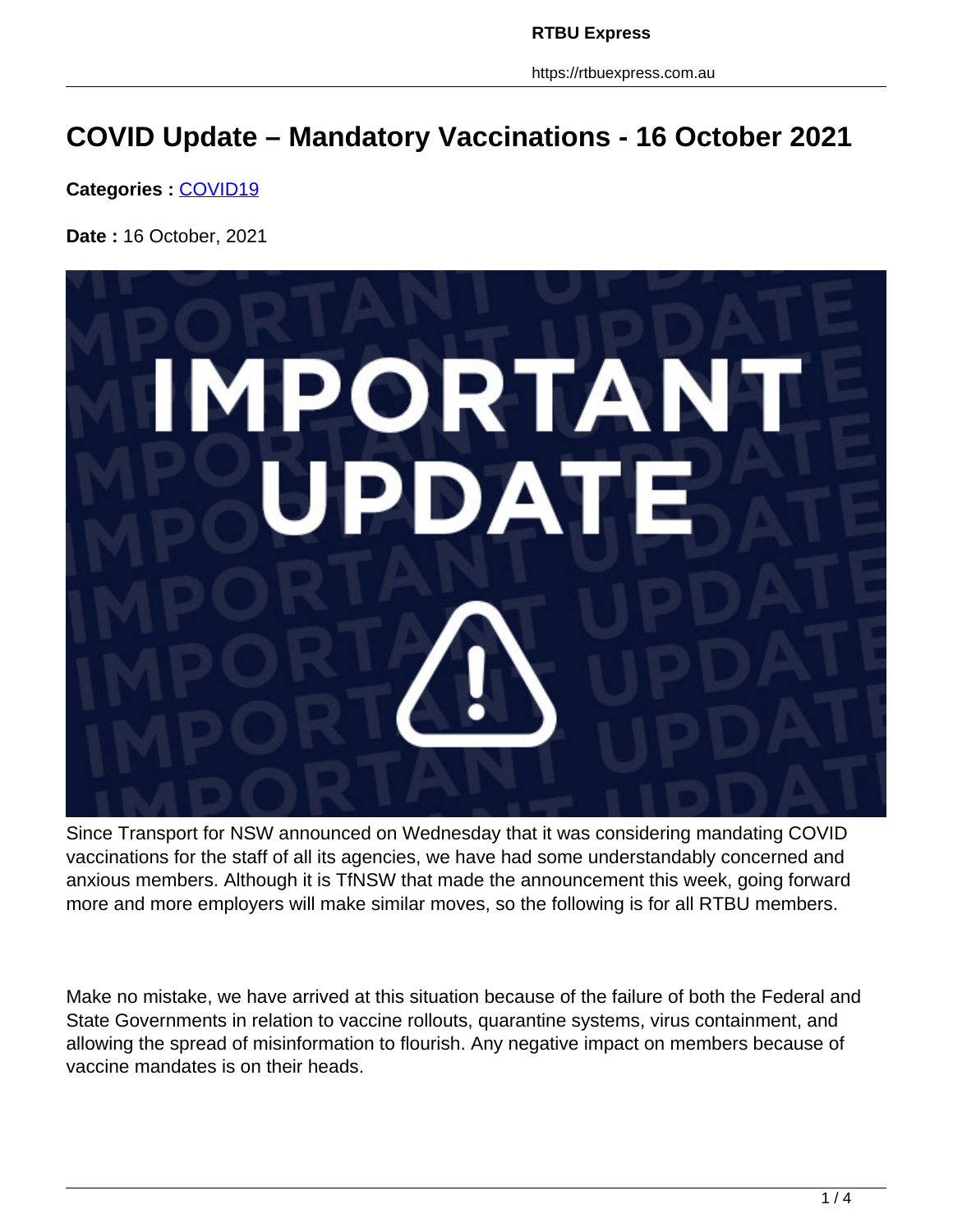# COVID Update – Mandatory Vaccinations - 16 October 2021

**Categories :** COVID19

**Date :** 16 October, 2021

Since Transport for NSW announced on Wednesday that it was considering mandating COVID vaccinations for the staff of all its agencies, we have had some understandably concerned and anxious members. Although it is TfNSW that made the announcement this week, going forward more and more employers will make similar moves, so the following is for all RTBU members.

Make no mistake, we have arrived at this situation because of the failure of both the Federal and State Governments in relation to vaccine rollouts, quarantine systems, virus containment, and allowing the spread of misinformation to flourish. Any negative impact on members because of vaccine mandates is on their heads.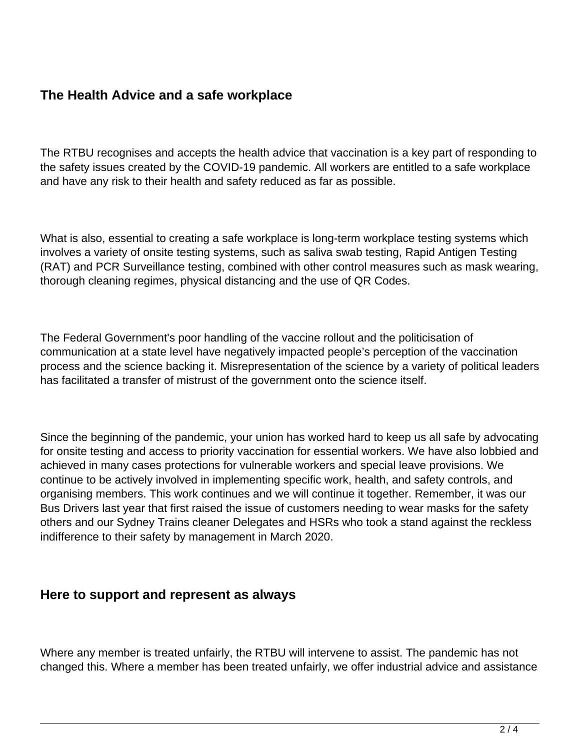## The Health Advice and a safe workplace

The RTBU recognises and accepts the health advice that vaccination is a key part of responding to the safety issues created by the COVID-19 pandemic. All workers are entitled to a safe workplace and have any risk to their health and safety reduced as far as possible.

What is also, essential to creating a safe workplace is long-term workplace testing systems which involves a variety of onsite testing systems, such as saliva swab testing, Rapid Antigen Testing (RAT) and PCR Surveillance testing, combined with other control measures such as mask wearing, thorough cleaning regimes, physical distancing and the use of QR Codes.

The Federal Government's poor handling of the vaccine rollout and the politicisation of communication at a state level have negatively impacted people's perception of the vaccination process and the science backing it. Misrepresentation of the science by a variety of political leaders has facilitated a transfer of mistrust of the government onto the science itself.

Since the beginning of the pandemic, your union has worked hard to keep us all safe by advocating for onsite testing and access to priority vaccination for essential workers. We have also lobbied and achieved in many cases protections for vulnerable workers and special leave provisions. We continue to be actively involved in implementing specific work, health, and safety controls, and organising members. This work continues and we will continue it together. Remember, it was our Bus Drivers last year that first raised the issue of customers needing to wear masks for the safety others and our Sydney Trains cleaner Delegates and HSRs who took a stand against the reckless indifference to their safety by management in March 2020.

## Here to support and represent as always

Where any member is treated unfairly, the RTBU will intervene to assist. The pandemic has not changed this. Where a member has been treated unfairly, we offer industrial advice and assistance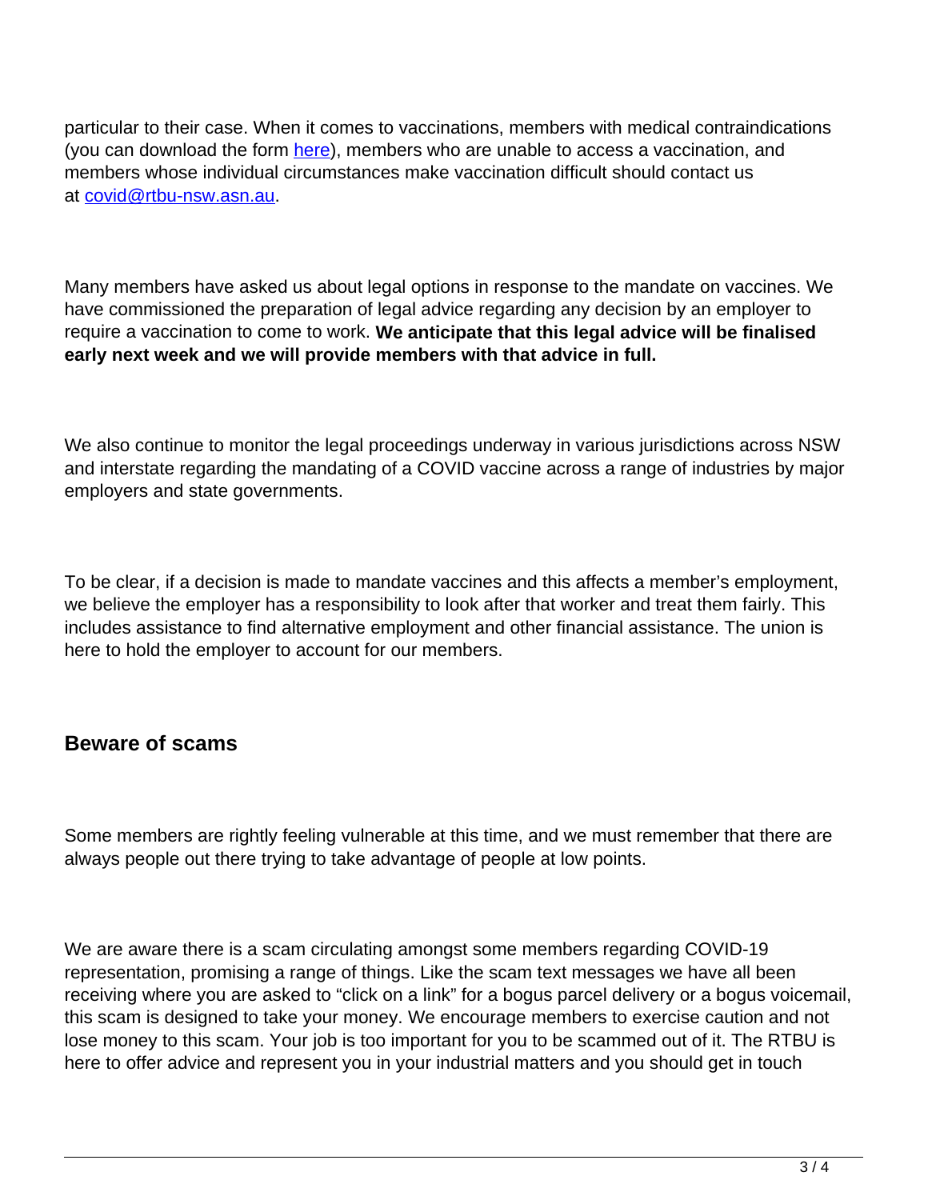particular to their case. When it comes to vaccinations, members with medical contraindications (you can download the form [here](here)), members who are unable to access a vaccination, and members whose individual circumstances make vaccination difficult should contact us at [covid@rtbu-nsw.asn.au](mailto:covid@rtbu-nsw.asn.au).

Many members have asked us about legal options in response to the mandate on vaccines. We have commissioned the preparation of legal advice regarding any decision by an employer to require a vaccination to come to work. **We anticipate that this legal advice will be finalised early next week and we will provide members with that advice in full.**

We also continue to monitor the legal proceedings underway in various jurisdictions across NSW and interstate regarding the mandating of a COVID vaccine across a range of industries by major employers and state governments.

To be clear, if a decision is made to mandate vaccines and this affects a member's employment, we believe the employer has a responsibility to look after that worker and treat them fairly. This includes assistance to find alternative employment and other financial assistance. The union is here to hold the employer to account for our members.

## Beware of scams

Some members are rightly feeling vulnerable at this time, and we must remember that there are always people out there trying to take advantage of people at low points.

We are aware there is a scam circulating amongst some members regarding COVID-19 representation, promising a range of things. Like the scam text messages we have all been receiving where you are asked to "click on a link" for a bogus parcel delivery or a bogus voicemail, this scam is designed to take your money. We encourage members to exercise caution and not lose money to this scam. Your job is too important for you to be scammed out of it. The RTBU is here to offer advice and represent you in your industrial matters and you should get in touch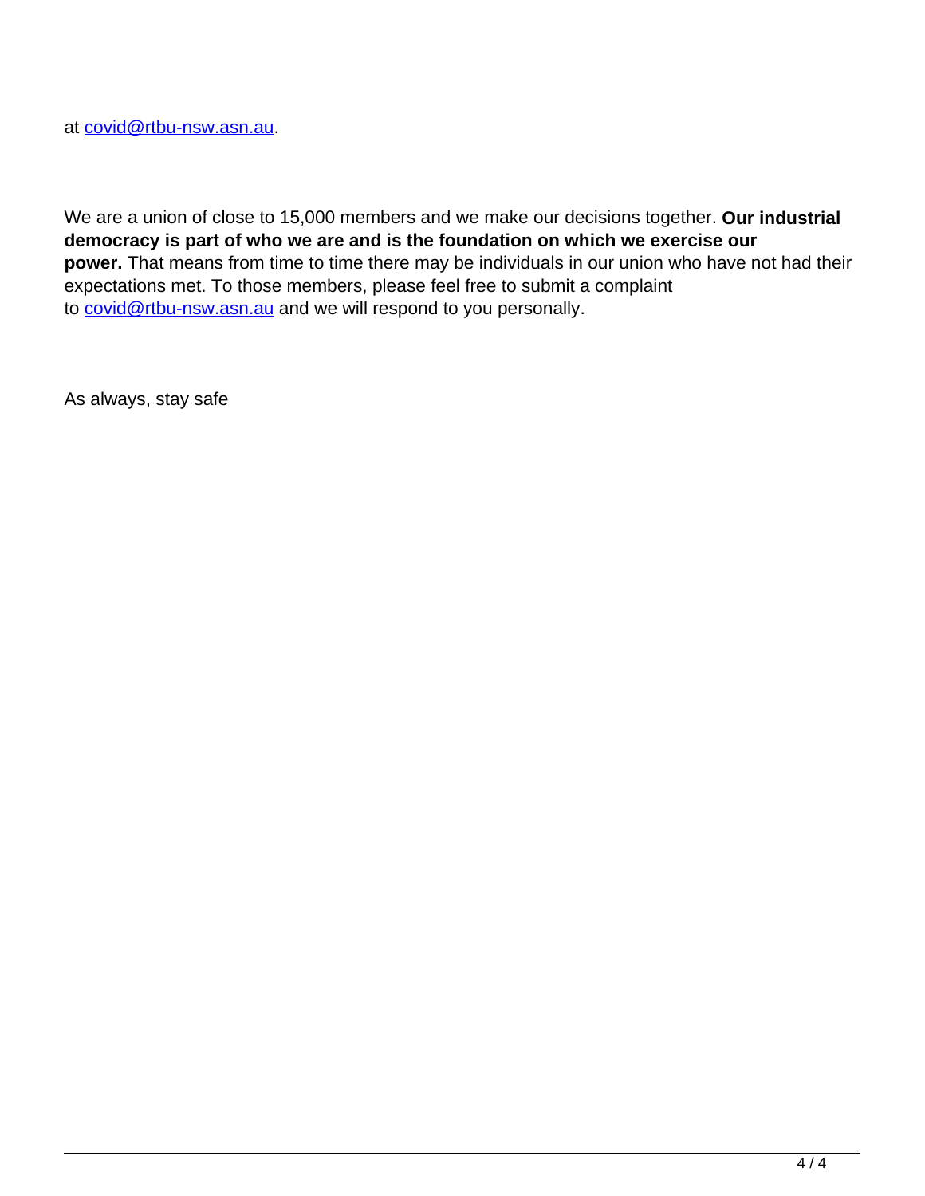at [covid@rtbu-nsw.asn.au](mailto:covid@rtbu-nsw.asn.au).

We are a union of close to 15,000 members and we make our decisions together. **Our industrial democracy is part of who we are and is the foundation on which we exercise our power.** That means from time to time there may be individuals in our union who have not had their expectations met. To those members, please feel free to submit a complaint to [covid@rtbu-nsw.asn.au](mailto:covid@rtbu-nsw.asn.au) and we will respond to you personally.

As always, stay safe